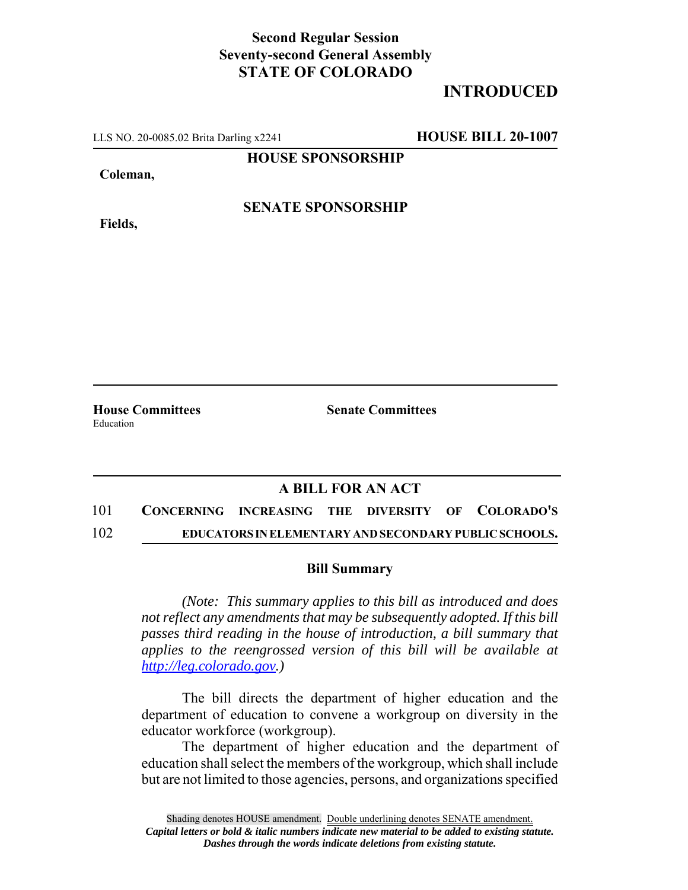**Second Regular Session**
**Seventy-second General Assembly**
**STATE OF COLORADO**

# INTRODUCED

LLS NO. 20-0085.02 Brita Darling x2241 **HOUSE BILL 20-1007**

**HOUSE SPONSORSHIP**

**Coleman,**

**SENATE SPONSORSHIP**

**Fields,**

**House Committees**
Education

**Senate Committees**

## A BILL FOR AN ACT

101 **CONCERNING INCREASING THE DIVERSITY OF COLORADO'S**
102 **EDUCATORS IN ELEMENTARY AND SECONDARY PUBLIC SCHOOLS.**

### Bill Summary

*(Note: This summary applies to this bill as introduced and does not reflect any amendments that may be subsequently adopted. If this bill passes third reading in the house of introduction, a bill summary that applies to the reengrossed version of this bill will be available at [http://leg.colorado.gov](http://leg.colorado.gov).)*

The bill directs the department of higher education and the department of education to convene a workgroup on diversity in the educator workforce (workgroup).

The department of higher education and the department of education shall select the members of the workgroup, which shall include but are not limited to those agencies, persons, and organizations specified

Shading denotes HOUSE amendment. Double underlining denotes SENATE amendment.
***Capital letters or bold & italic numbers indicate new material to be added to existing statute.***
***Dashes through the words indicate deletions from existing statute.***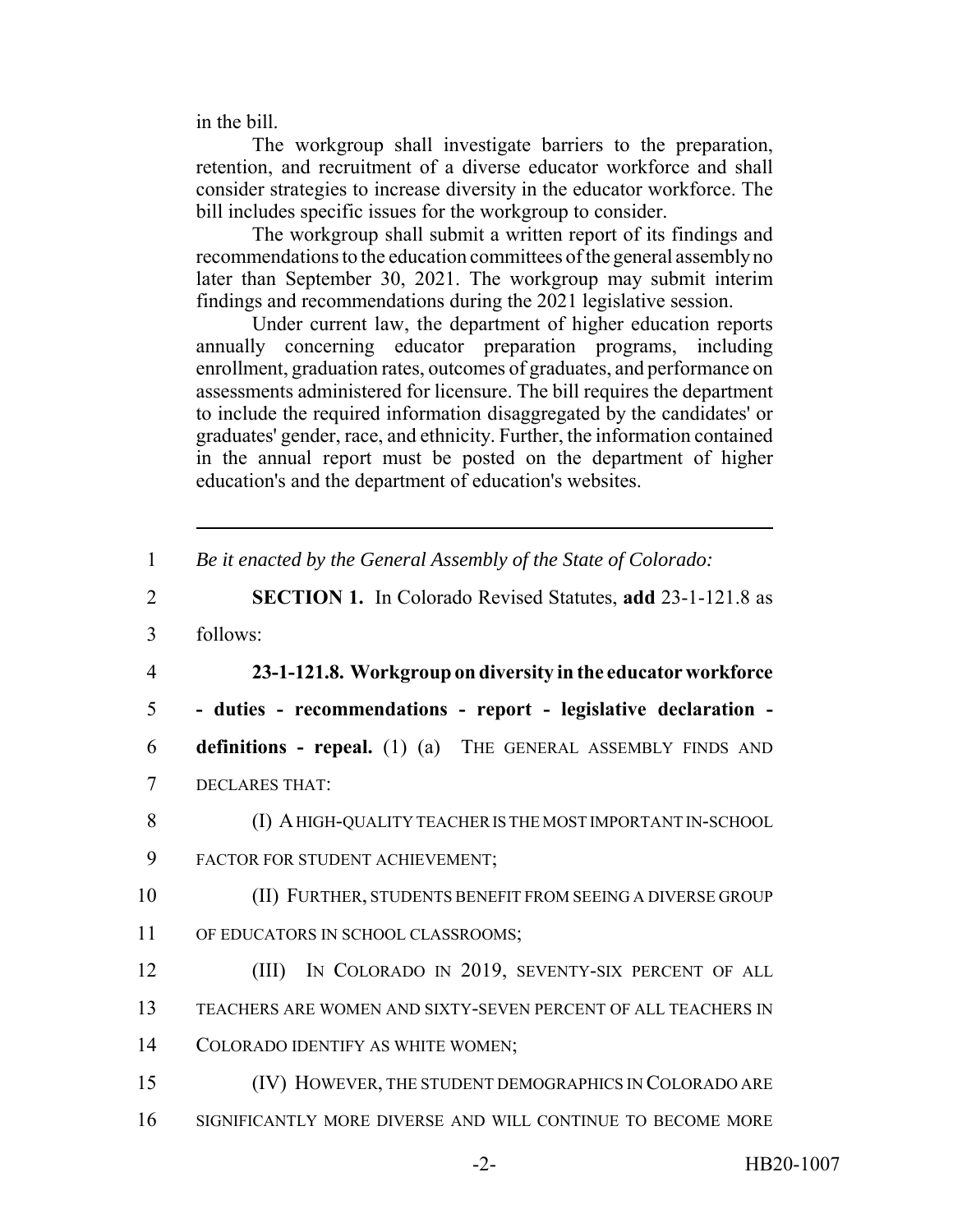in the bill.

The workgroup shall investigate barriers to the preparation, retention, and recruitment of a diverse educator workforce and shall consider strategies to increase diversity in the educator workforce. The bill includes specific issues for the workgroup to consider.

The workgroup shall submit a written report of its findings and recommendations to the education committees of the general assembly no later than September 30, 2021. The workgroup may submit interim findings and recommendations during the 2021 legislative session.

Under current law, the department of higher education reports annually concerning educator preparation programs, including enrollment, graduation rates, outcomes of graduates, and performance on assessments administered for licensure. The bill requires the department to include the required information disaggregated by the candidates' or graduates' gender, race, and ethnicity. Further, the information contained in the annual report must be posted on the department of higher education's and the department of education's websites.

---

1 *Be it enacted by the General Assembly of the State of Colorado:*

2 **SECTION 1.** In Colorado Revised Statutes, **add** 23-1-121.8 as

3 follows:

4 **23-1-121.8. Workgroup on diversity in the educator workforce**

5 **- duties - recommendations - report - legislative declaration -**

6 **definitions - repeal.** (1) (a) THE GENERAL ASSEMBLY FINDS AND

7 DECLARES THAT:

8 (I) A HIGH-QUALITY TEACHER IS THE MOST IMPORTANT IN-SCHOOL

9 FACTOR FOR STUDENT ACHIEVEMENT;

10 (II) FURTHER, STUDENTS BENEFIT FROM SEEING A DIVERSE GROUP

11 OF EDUCATORS IN SCHOOL CLASSROOMS;

12 (III) IN COLORADO IN 2019, SEVENTY-SIX PERCENT OF ALL

13 TEACHERS ARE WOMEN AND SIXTY-SEVEN PERCENT OF ALL TEACHERS IN

14 COLORADO IDENTIFY AS WHITE WOMEN;

15 (IV) HOWEVER, THE STUDENT DEMOGRAPHICS IN COLORADO ARE

16 SIGNIFICANTLY MORE DIVERSE AND WILL CONTINUE TO BECOME MORE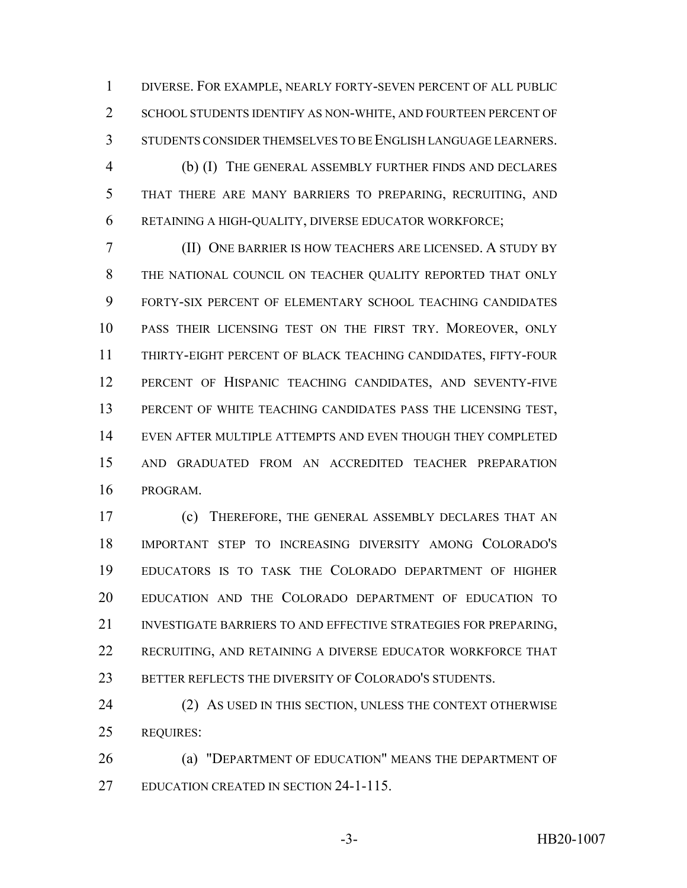DIVERSE. FOR EXAMPLE, NEARLY FORTY-SEVEN PERCENT OF ALL PUBLIC SCHOOL STUDENTS IDENTIFY AS NON-WHITE, AND FOURTEEN PERCENT OF STUDENTS CONSIDER THEMSELVES TO BE ENGLISH LANGUAGE LEARNERS.

(b) (I) THE GENERAL ASSEMBLY FURTHER FINDS AND DECLARES THAT THERE ARE MANY BARRIERS TO PREPARING, RECRUITING, AND RETAINING A HIGH-QUALITY, DIVERSE EDUCATOR WORKFORCE;

(II) ONE BARRIER IS HOW TEACHERS ARE LICENSED. A STUDY BY THE NATIONAL COUNCIL ON TEACHER QUALITY REPORTED THAT ONLY FORTY-SIX PERCENT OF ELEMENTARY SCHOOL TEACHING CANDIDATES PASS THEIR LICENSING TEST ON THE FIRST TRY. MOREOVER, ONLY THIRTY-EIGHT PERCENT OF BLACK TEACHING CANDIDATES, FIFTY-FOUR PERCENT OF HISPANIC TEACHING CANDIDATES, AND SEVENTY-FIVE PERCENT OF WHITE TEACHING CANDIDATES PASS THE LICENSING TEST, EVEN AFTER MULTIPLE ATTEMPTS AND EVEN THOUGH THEY COMPLETED AND GRADUATED FROM AN ACCREDITED TEACHER PREPARATION PROGRAM.

(c) THEREFORE, THE GENERAL ASSEMBLY DECLARES THAT AN IMPORTANT STEP TO INCREASING DIVERSITY AMONG COLORADO'S EDUCATORS IS TO TASK THE COLORADO DEPARTMENT OF HIGHER EDUCATION AND THE COLORADO DEPARTMENT OF EDUCATION TO INVESTIGATE BARRIERS TO AND EFFECTIVE STRATEGIES FOR PREPARING, RECRUITING, AND RETAINING A DIVERSE EDUCATOR WORKFORCE THAT BETTER REFLECTS THE DIVERSITY OF COLORADO'S STUDENTS.

(2) AS USED IN THIS SECTION, UNLESS THE CONTEXT OTHERWISE REQUIRES:

(a) "DEPARTMENT OF EDUCATION" MEANS THE DEPARTMENT OF EDUCATION CREATED IN SECTION 24-1-115.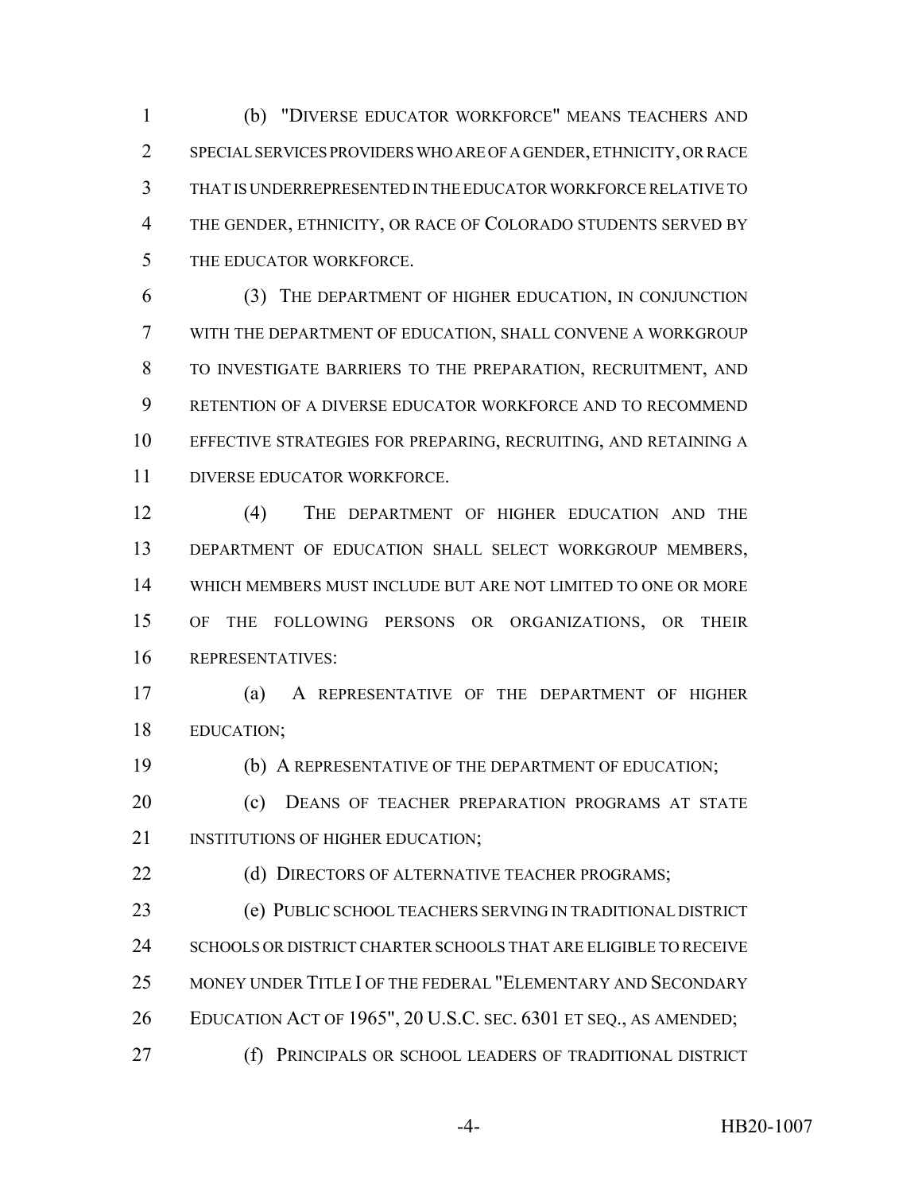(b) "DIVERSE EDUCATOR WORKFORCE" MEANS TEACHERS AND SPECIAL SERVICES PROVIDERS WHO ARE OF A GENDER, ETHNICITY, OR RACE THAT IS UNDERREPRESENTED IN THE EDUCATOR WORKFORCE RELATIVE TO THE GENDER, ETHNICITY, OR RACE OF COLORADO STUDENTS SERVED BY THE EDUCATOR WORKFORCE.

(3) THE DEPARTMENT OF HIGHER EDUCATION, IN CONJUNCTION WITH THE DEPARTMENT OF EDUCATION, SHALL CONVENE A WORKGROUP TO INVESTIGATE BARRIERS TO THE PREPARATION, RECRUITMENT, AND RETENTION OF A DIVERSE EDUCATOR WORKFORCE AND TO RECOMMEND EFFECTIVE STRATEGIES FOR PREPARING, RECRUITING, AND RETAINING A DIVERSE EDUCATOR WORKFORCE.

(4) THE DEPARTMENT OF HIGHER EDUCATION AND THE DEPARTMENT OF EDUCATION SHALL SELECT WORKGROUP MEMBERS, WHICH MEMBERS MUST INCLUDE BUT ARE NOT LIMITED TO ONE OR MORE OF THE FOLLOWING PERSONS OR ORGANIZATIONS, OR THEIR REPRESENTATIVES:

(a) A REPRESENTATIVE OF THE DEPARTMENT OF HIGHER EDUCATION;

(b) A REPRESENTATIVE OF THE DEPARTMENT OF EDUCATION;

(c) DEANS OF TEACHER PREPARATION PROGRAMS AT STATE INSTITUTIONS OF HIGHER EDUCATION;

(d) DIRECTORS OF ALTERNATIVE TEACHER PROGRAMS;

(e) PUBLIC SCHOOL TEACHERS SERVING IN TRADITIONAL DISTRICT SCHOOLS OR DISTRICT CHARTER SCHOOLS THAT ARE ELIGIBLE TO RECEIVE MONEY UNDER TITLE I OF THE FEDERAL "ELEMENTARY AND SECONDARY EDUCATION ACT OF 1965", 20 U.S.C. SEC. 6301 ET SEQ., AS AMENDED;

(f) PRINCIPALS OR SCHOOL LEADERS OF TRADITIONAL DISTRICT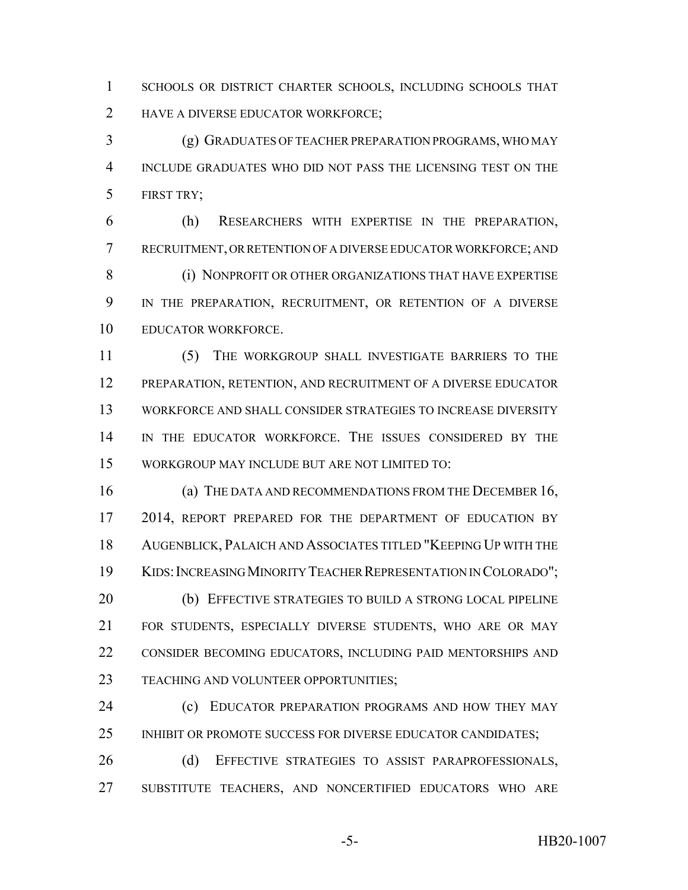SCHOOLS OR DISTRICT CHARTER SCHOOLS, INCLUDING SCHOOLS THAT HAVE A DIVERSE EDUCATOR WORKFORCE;

(g) GRADUATES OF TEACHER PREPARATION PROGRAMS, WHO MAY INCLUDE GRADUATES WHO DID NOT PASS THE LICENSING TEST ON THE FIRST TRY;

(h) RESEARCHERS WITH EXPERTISE IN THE PREPARATION, RECRUITMENT, OR RETENTION OF A DIVERSE EDUCATOR WORKFORCE; AND

(i) NONPROFIT OR OTHER ORGANIZATIONS THAT HAVE EXPERTISE IN THE PREPARATION, RECRUITMENT, OR RETENTION OF A DIVERSE EDUCATOR WORKFORCE.

(5) THE WORKGROUP SHALL INVESTIGATE BARRIERS TO THE PREPARATION, RETENTION, AND RECRUITMENT OF A DIVERSE EDUCATOR WORKFORCE AND SHALL CONSIDER STRATEGIES TO INCREASE DIVERSITY IN THE EDUCATOR WORKFORCE. THE ISSUES CONSIDERED BY THE WORKGROUP MAY INCLUDE BUT ARE NOT LIMITED TO:

(a) THE DATA AND RECOMMENDATIONS FROM THE DECEMBER 16, 2014, REPORT PREPARED FOR THE DEPARTMENT OF EDUCATION BY AUGENBLICK, PALAICH AND ASSOCIATES TITLED "KEEPING UP WITH THE KIDS: INCREASING MINORITY TEACHER REPRESENTATION IN COLORADO";

(b) EFFECTIVE STRATEGIES TO BUILD A STRONG LOCAL PIPELINE FOR STUDENTS, ESPECIALLY DIVERSE STUDENTS, WHO ARE OR MAY CONSIDER BECOMING EDUCATORS, INCLUDING PAID MENTORSHIPS AND TEACHING AND VOLUNTEER OPPORTUNITIES;

(c) EDUCATOR PREPARATION PROGRAMS AND HOW THEY MAY INHIBIT OR PROMOTE SUCCESS FOR DIVERSE EDUCATOR CANDIDATES;

(d) EFFECTIVE STRATEGIES TO ASSIST PARAPROFESSIONALS, SUBSTITUTE TEACHERS, AND NONCERTIFIED EDUCATORS WHO ARE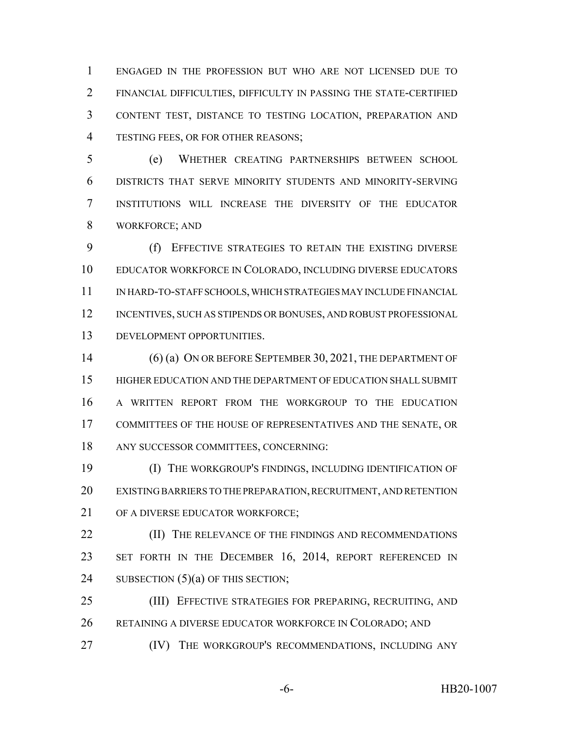ENGAGED IN THE PROFESSION BUT WHO ARE NOT LICENSED DUE TO FINANCIAL DIFFICULTIES, DIFFICULTY IN PASSING THE STATE-CERTIFIED CONTENT TEST, DISTANCE TO TESTING LOCATION, PREPARATION AND TESTING FEES, OR FOR OTHER REASONS;

(e) WHETHER CREATING PARTNERSHIPS BETWEEN SCHOOL DISTRICTS THAT SERVE MINORITY STUDENTS AND MINORITY-SERVING INSTITUTIONS WILL INCREASE THE DIVERSITY OF THE EDUCATOR WORKFORCE; AND

(f) EFFECTIVE STRATEGIES TO RETAIN THE EXISTING DIVERSE EDUCATOR WORKFORCE IN COLORADO, INCLUDING DIVERSE EDUCATORS IN HARD-TO-STAFF SCHOOLS, WHICH STRATEGIES MAY INCLUDE FINANCIAL INCENTIVES, SUCH AS STIPENDS OR BONUSES, AND ROBUST PROFESSIONAL DEVELOPMENT OPPORTUNITIES.

(6) (a) ON OR BEFORE SEPTEMBER 30, 2021, THE DEPARTMENT OF HIGHER EDUCATION AND THE DEPARTMENT OF EDUCATION SHALL SUBMIT A WRITTEN REPORT FROM THE WORKGROUP TO THE EDUCATION COMMITTEES OF THE HOUSE OF REPRESENTATIVES AND THE SENATE, OR ANY SUCCESSOR COMMITTEES, CONCERNING:

(I) THE WORKGROUP'S FINDINGS, INCLUDING IDENTIFICATION OF EXISTING BARRIERS TO THE PREPARATION, RECRUITMENT, AND RETENTION OF A DIVERSE EDUCATOR WORKFORCE;

(II) THE RELEVANCE OF THE FINDINGS AND RECOMMENDATIONS SET FORTH IN THE DECEMBER 16, 2014, REPORT REFERENCED IN SUBSECTION (5)(a) OF THIS SECTION;

(III) EFFECTIVE STRATEGIES FOR PREPARING, RECRUITING, AND RETAINING A DIVERSE EDUCATOR WORKFORCE IN COLORADO; AND

(IV) THE WORKGROUP'S RECOMMENDATIONS, INCLUDING ANY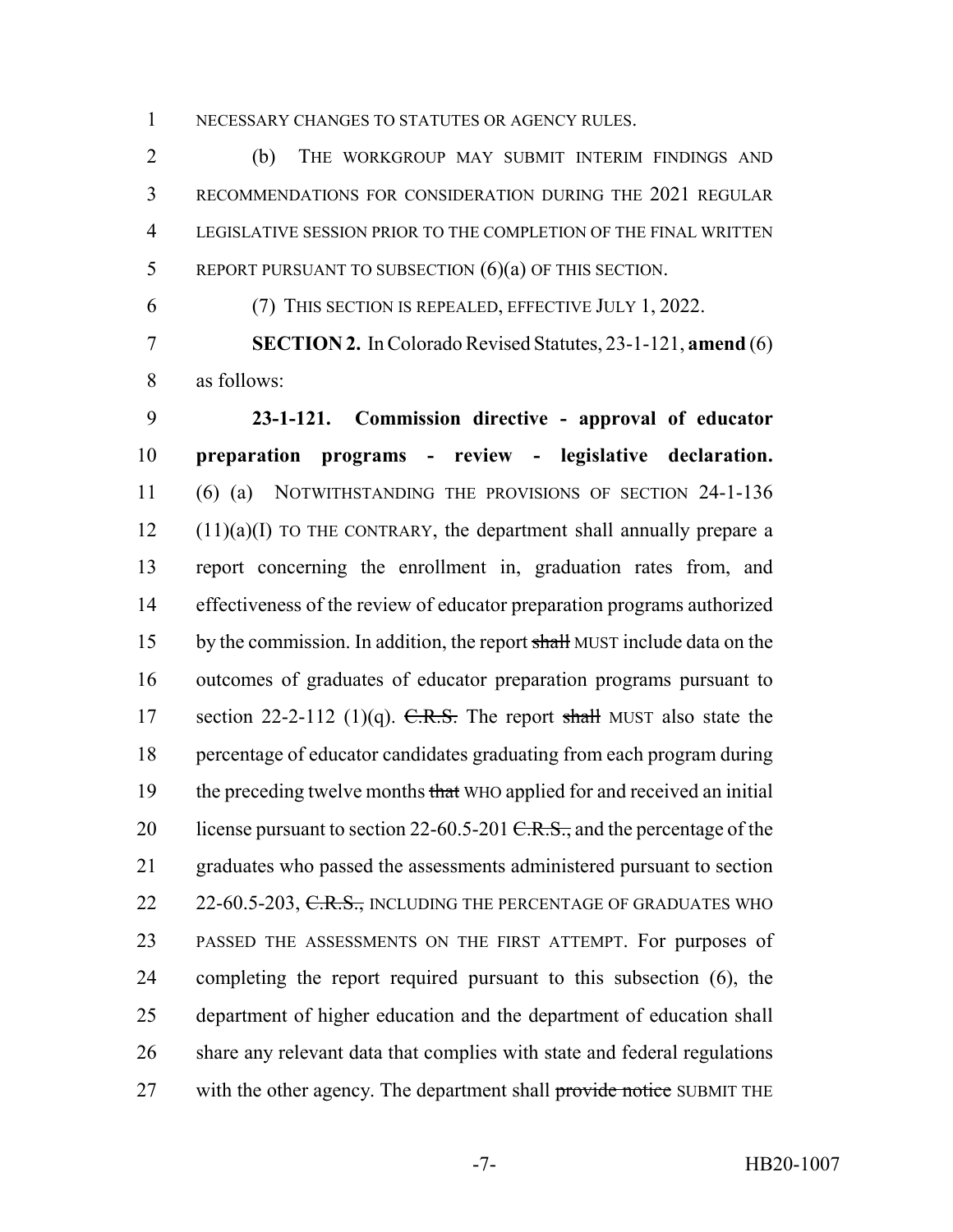NECESSARY CHANGES TO STATUTES OR AGENCY RULES.

(b) THE WORKGROUP MAY SUBMIT INTERIM FINDINGS AND RECOMMENDATIONS FOR CONSIDERATION DURING THE 2021 REGULAR LEGISLATIVE SESSION PRIOR TO THE COMPLETION OF THE FINAL WRITTEN REPORT PURSUANT TO SUBSECTION (6)(a) OF THIS SECTION.

(7) THIS SECTION IS REPEALED, EFFECTIVE JULY 1, 2022.

**SECTION 2.** In Colorado Revised Statutes, 23-1-121, **amend** (6) as follows:

**23-1-121. Commission directive - approval of educator preparation programs - review - legislative declaration.** (6) (a) NOTWITHSTANDING THE PROVISIONS OF SECTION 24-1-136 (11)(a)(I) TO THE CONTRARY, the department shall annually prepare a report concerning the enrollment in, graduation rates from, and effectiveness of the review of educator preparation programs authorized by the commission. In addition, the report ~~shall~~ MUST include data on the outcomes of graduates of educator preparation programs pursuant to section 22-2-112 (1)(q). ~~C.R.S.~~ The report ~~shall~~ MUST also state the percentage of educator candidates graduating from each program during the preceding twelve months ~~that~~ WHO applied for and received an initial license pursuant to section 22-60.5-201 ~~C.R.S.~~, and the percentage of the graduates who passed the assessments administered pursuant to section 22-60.5-203, ~~C.R.S.,~~ INCLUDING THE PERCENTAGE OF GRADUATES WHO PASSED THE ASSESSMENTS ON THE FIRST ATTEMPT. For purposes of completing the report required pursuant to this subsection (6), the department of higher education and the department of education shall share any relevant data that complies with state and federal regulations with the other agency. The department shall ~~provide notice~~ SUBMIT THE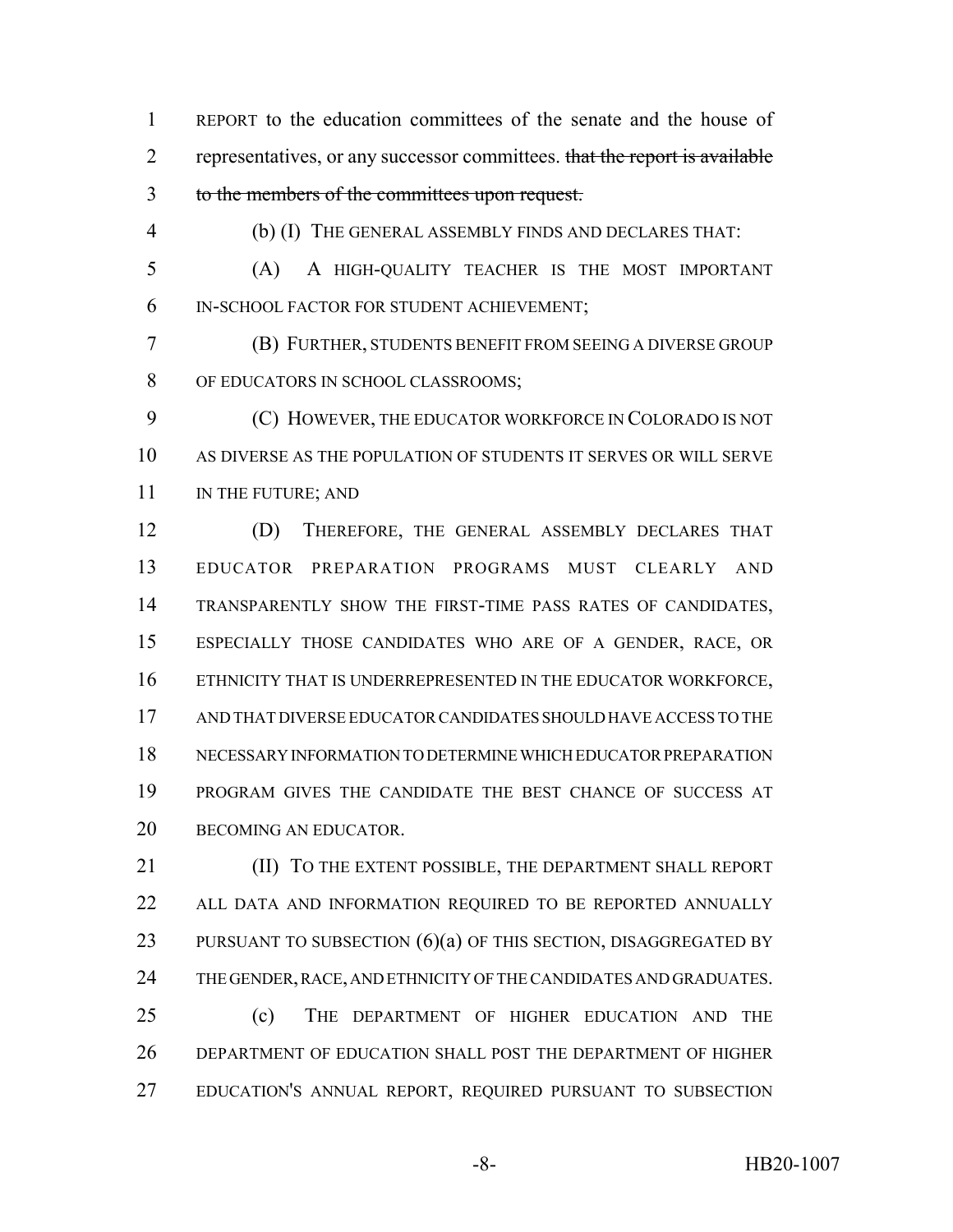REPORT to the education committees of the senate and the house of representatives, or any successor committees. ~~that the report is available to the members of the committees upon request.~~

(b) (I) THE GENERAL ASSEMBLY FINDS AND DECLARES THAT:

(A) A HIGH-QUALITY TEACHER IS THE MOST IMPORTANT IN-SCHOOL FACTOR FOR STUDENT ACHIEVEMENT;

(B) FURTHER, STUDENTS BENEFIT FROM SEEING A DIVERSE GROUP OF EDUCATORS IN SCHOOL CLASSROOMS;

(C) HOWEVER, THE EDUCATOR WORKFORCE IN COLORADO IS NOT AS DIVERSE AS THE POPULATION OF STUDENTS IT SERVES OR WILL SERVE IN THE FUTURE; AND

(D) THEREFORE, THE GENERAL ASSEMBLY DECLARES THAT EDUCATOR PREPARATION PROGRAMS MUST CLEARLY AND TRANSPARENTLY SHOW THE FIRST-TIME PASS RATES OF CANDIDATES, ESPECIALLY THOSE CANDIDATES WHO ARE OF A GENDER, RACE, OR ETHNICITY THAT IS UNDERREPRESENTED IN THE EDUCATOR WORKFORCE, AND THAT DIVERSE EDUCATOR CANDIDATES SHOULD HAVE ACCESS TO THE NECESSARY INFORMATION TO DETERMINE WHICH EDUCATOR PREPARATION PROGRAM GIVES THE CANDIDATE THE BEST CHANCE OF SUCCESS AT BECOMING AN EDUCATOR.

(II) TO THE EXTENT POSSIBLE, THE DEPARTMENT SHALL REPORT ALL DATA AND INFORMATION REQUIRED TO BE REPORTED ANNUALLY PURSUANT TO SUBSECTION (6)(a) OF THIS SECTION, DISAGGREGATED BY THE GENDER, RACE, AND ETHNICITY OF THE CANDIDATES AND GRADUATES.

(c) THE DEPARTMENT OF HIGHER EDUCATION AND THE DEPARTMENT OF EDUCATION SHALL POST THE DEPARTMENT OF HIGHER EDUCATION'S ANNUAL REPORT, REQUIRED PURSUANT TO SUBSECTION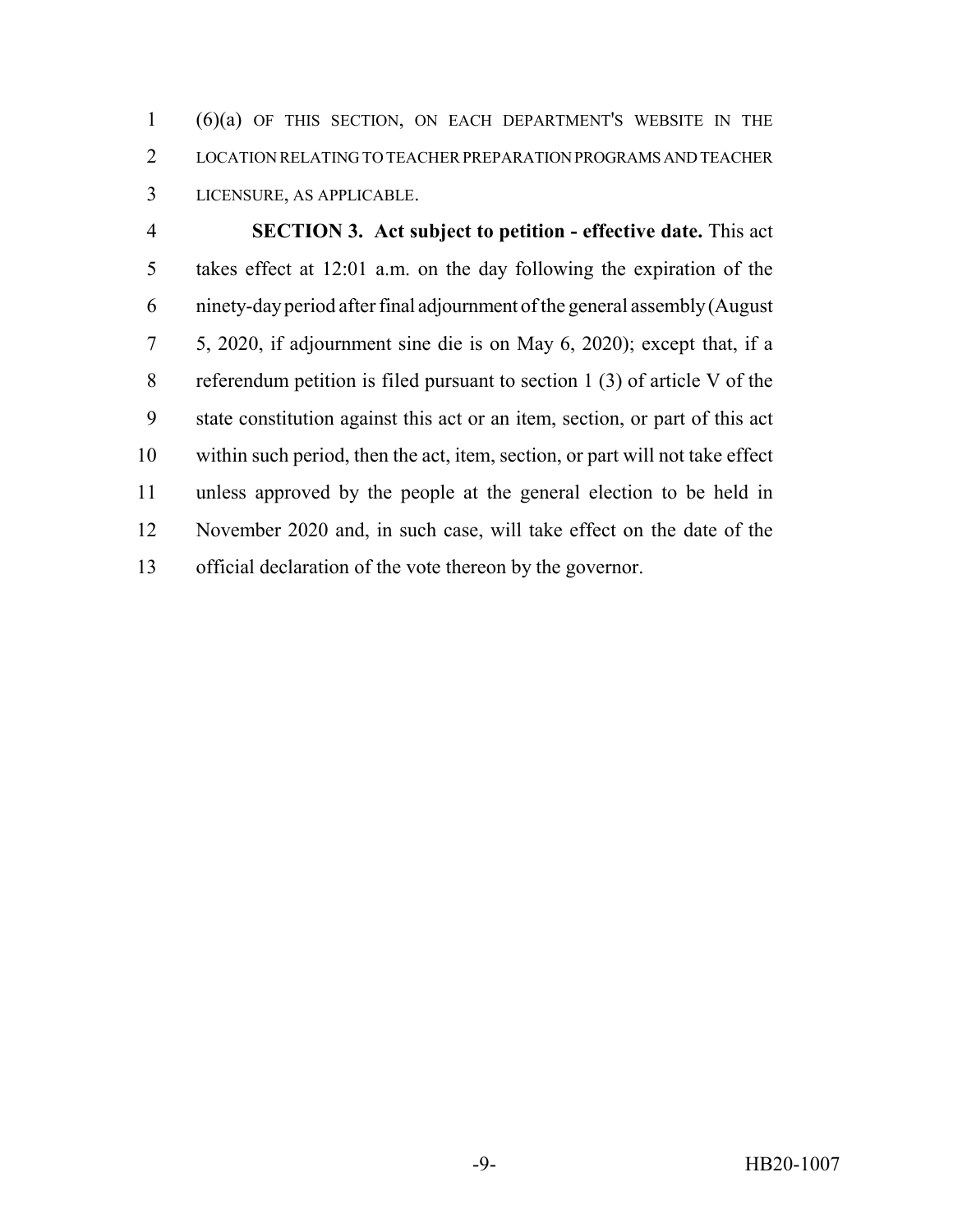(6)(a) OF THIS SECTION, ON EACH DEPARTMENT'S WEBSITE IN THE LOCATION RELATING TO TEACHER PREPARATION PROGRAMS AND TEACHER LICENSURE, AS APPLICABLE.

**SECTION 3. Act subject to petition - effective date.** This act takes effect at 12:01 a.m. on the day following the expiration of the ninety-day period after final adjournment of the general assembly (August 5, 2020, if adjournment sine die is on May 6, 2020); except that, if a referendum petition is filed pursuant to section 1 (3) of article V of the state constitution against this act or an item, section, or part of this act within such period, then the act, item, section, or part will not take effect unless approved by the people at the general election to be held in November 2020 and, in such case, will take effect on the date of the official declaration of the vote thereon by the governor.